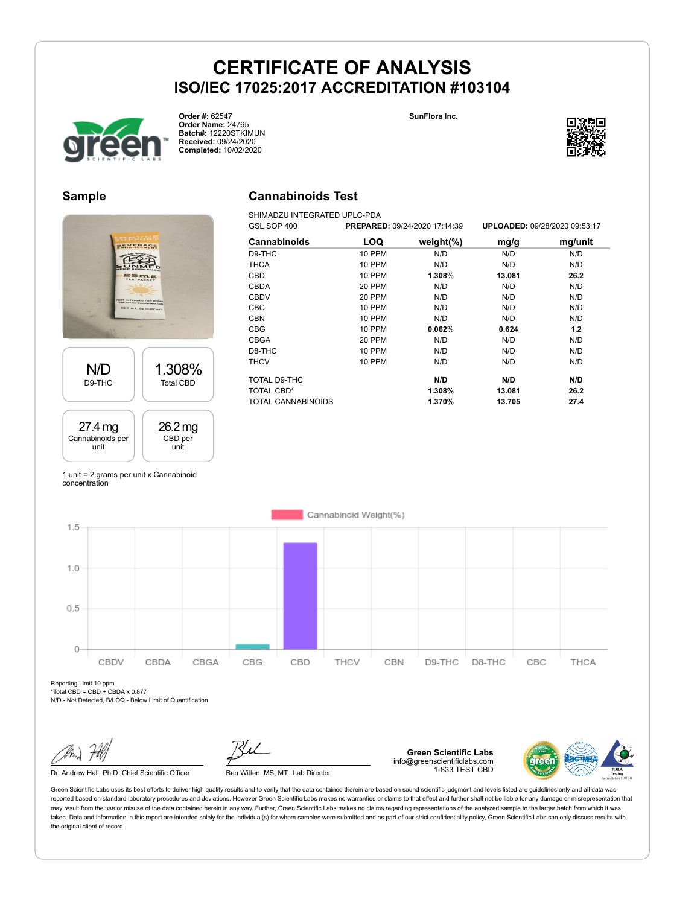# CERTIFICATE OF ANALYSIS

## ISO/IEC 17025:2017 ACCREDITATION #103104

**Order #:** 62547
**Order Name:** 24765
**Batch#:** 12220STKIMUN
**Received:** 09/24/2020
**Completed:** 10/02/2020

**SunFlora Inc.**

## Sample

| N/D | 1.308% |
|---|---|
| D9-THC | Total CBD |

| 27.4 mg | 26.2 mg |
|---|---|
| Cannabinoids per unit | CBD per unit |

1 unit = 2 grams per unit x Cannabinoid concentration

## Cannabinoids Test

SHIMADZU INTEGRATED UPLC-PDA
GSL SOP 400 **PREPARED:** 09/24/2020 17:14:39 **UPLOADED:** 09/28/2020 09:53:17

| Cannabinoids | LOQ | weight(%) | mg/g | mg/unit |
|---|---|---|---|---|
| D9-THC | 10 PPM | N/D | N/D | N/D |
| THCA | 10 PPM | N/D | N/D | N/D |
| CBD | 10 PPM | **1.308%** | **13.081** | **26.2** |
| CBDA | 20 PPM | N/D | N/D | N/D |
| CBDV | 20 PPM | N/D | N/D | N/D |
| CBC | 10 PPM | N/D | N/D | N/D |
| CBN | 10 PPM | N/D | N/D | N/D |
| CBG | 10 PPM | **0.062%** | **0.624** | **1.2** |
| CBGA | 20 PPM | N/D | N/D | N/D |
| D8-THC | 10 PPM | N/D | N/D | N/D |
| THCV | 10 PPM | N/D | N/D | N/D |
| TOTAL D9-THC | | **N/D** | **N/D** | **N/D** |
| TOTAL CBD* | | **1.308%** | **13.081** | **26.2** |
| TOTAL CANNABINOIDS | | **1.370%** | **13.705** | **27.4** |

Cannabinoid Weight(%)

| Cannabinoid | Weight(%) |
|---|---|
| CBDV | 0 |
| CBDA | 0 |
| CBGA | 0 |
| CBG | 0.062 |
| CBD | 1.308 |
| THCV | 0 |
| CBN | 0 |
| D9-THC | 0 |
| D8-THC | 0 |
| CBC | 0 |
| THCA | 0 |

Reporting Limit 10 ppm
*Total CBD = CBD + CBDA x 0.877
N/D - Not Detected, B/LOQ - Below Limit of Quantification

Dr. Andrew Hall, Ph.D.,Chief Scientific Officer

Ben Witten, MS, MT., Lab Director

**Green Scientific Labs**
info@greenscientificlabs.com
1-833 TEST CBD

Green Scientific Labs uses its best efforts to deliver high quality results and to verify that the data contained therein are based on sound scientific judgment and levels listed are guidelines only and all data was reported based on standard laboratory procedures and deviations. However Green Scientific Labs makes no warranties or claims to that effect and further shall not be liable for any damage or misrepresentation that may result from the use or misuse of the data contained herein in any way. Further, Green Scientific Labs makes no claims regarding representations of the analyzed sample to the larger batch from which it was taken. Data and information in this report are intended solely for the individual(s) for whom samples were submitted and as part of our strict confidentiality policy, Green Scientific Labs can only discuss results with the original client of record.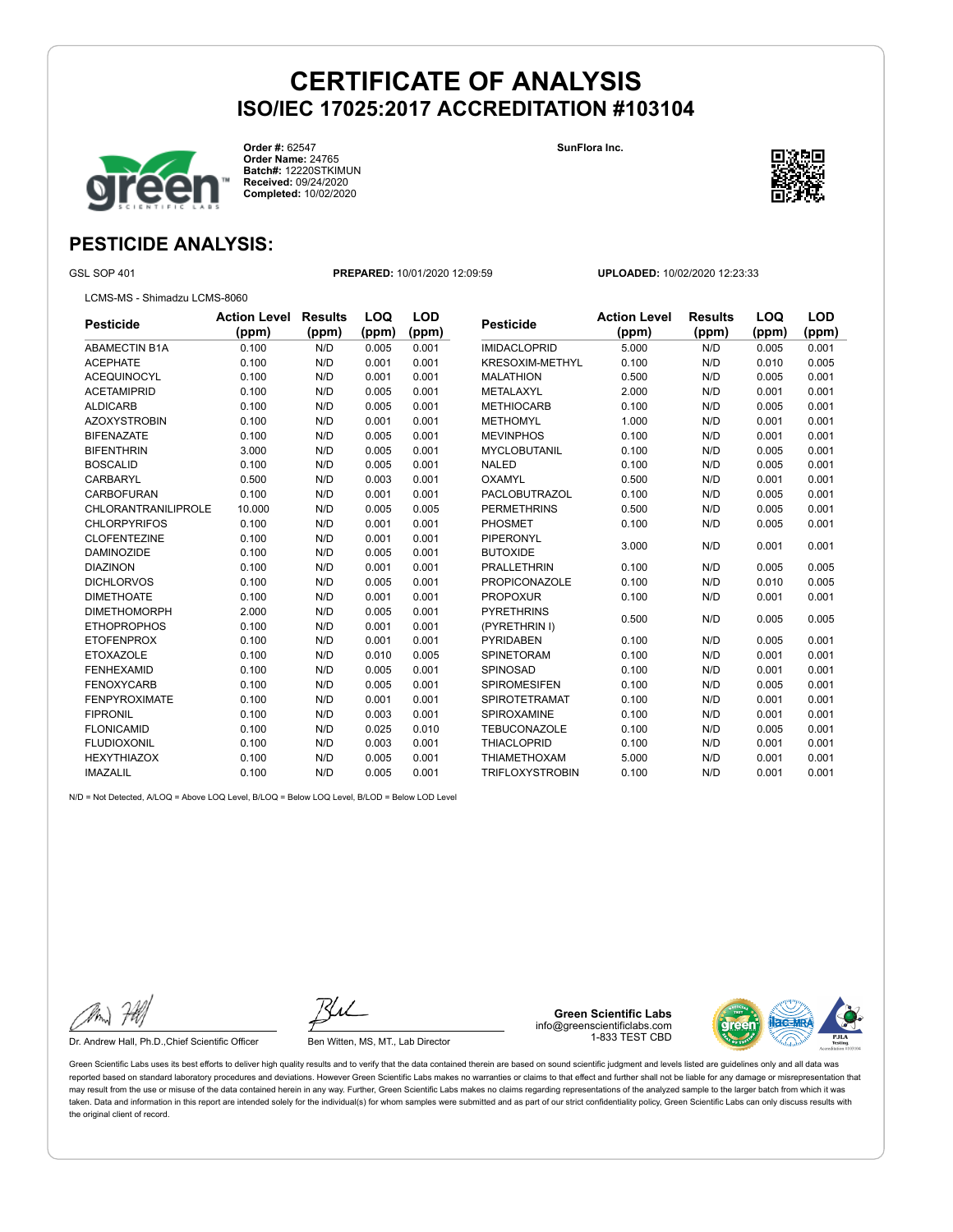# CERTIFICATE OF ANALYSIS

## ISO/IEC 17025:2017 ACCREDITATION #103104

**Order #:** 62547
**Order Name:** 24765
**Batch#:** 12220STKIMUN
**Received:** 09/24/2020
**Completed:** 10/02/2020

**SunFlora Inc.**

## PESTICIDE ANALYSIS:

GSL SOP 401 **PREPARED:** 10/01/2020 12:09:59 **UPLOADED:** 10/02/2020 12:23:33

LCMS-MS - Shimadzu LCMS-8060

| Pesticide | Action Level (ppm) | Results (ppm) | LOQ (ppm) | LOD (ppm) |
|---|---|---|---|---|
| ABAMECTIN B1A | 0.100 | N/D | 0.005 | 0.001 |
| ACEPHATE | 0.100 | N/D | 0.001 | 0.001 |
| ACEQUINOCYL | 0.100 | N/D | 0.001 | 0.001 |
| ACETAMIPRID | 0.100 | N/D | 0.005 | 0.001 |
| ALDICARB | 0.100 | N/D | 0.005 | 0.001 |
| AZOXYSTROBIN | 0.100 | N/D | 0.001 | 0.001 |
| BIFENAZATE | 0.100 | N/D | 0.005 | 0.001 |
| BIFENTHRIN | 3.000 | N/D | 0.005 | 0.001 |
| BOSCALID | 0.100 | N/D | 0.005 | 0.001 |
| CARBARYL | 0.500 | N/D | 0.003 | 0.001 |
| CARBOFURAN | 0.100 | N/D | 0.001 | 0.001 |
| CHLORANTRANILIPROLE | 10.000 | N/D | 0.005 | 0.005 |
| CHLORPYRIFOS | 0.100 | N/D | 0.001 | 0.001 |
| CLOFENTEZINE | 0.100 | N/D | 0.001 | 0.001 |
| DAMINOZIDE | 0.100 | N/D | 0.005 | 0.001 |
| DIAZINON | 0.100 | N/D | 0.001 | 0.001 |
| DICHLORVOS | 0.100 | N/D | 0.005 | 0.001 |
| DIMETHOATE | 0.100 | N/D | 0.001 | 0.001 |
| DIMETHOMORPH | 2.000 | N/D | 0.005 | 0.001 |
| ETHOPROPHOS | 0.100 | N/D | 0.001 | 0.001 |
| ETOFENPROX | 0.100 | N/D | 0.001 | 0.001 |
| ETOXAZOLE | 0.100 | N/D | 0.010 | 0.005 |
| FENHEXAMID | 0.100 | N/D | 0.005 | 0.001 |
| FENOXYCARB | 0.100 | N/D | 0.005 | 0.001 |
| FENPYROXIMATE | 0.100 | N/D | 0.001 | 0.001 |
| FIPRONIL | 0.100 | N/D | 0.003 | 0.001 |
| FLONICAMID | 0.100 | N/D | 0.025 | 0.010 |
| FLUDIOXONIL | 0.100 | N/D | 0.003 | 0.001 |
| HEXYTHIAZOX | 0.100 | N/D | 0.005 | 0.001 |
| IMAZALIL | 0.100 | N/D | 0.005 | 0.001 |
| IMIDACLOPRID | 5.000 | N/D | 0.005 | 0.001 |
| KRESOXIM-METHYL | 0.100 | N/D | 0.010 | 0.005 |
| MALATHION | 0.500 | N/D | 0.005 | 0.001 |
| METALAXYL | 2.000 | N/D | 0.001 | 0.001 |
| METHIOCARB | 0.100 | N/D | 0.005 | 0.001 |
| METHOMYL | 1.000 | N/D | 0.001 | 0.001 |
| MEVINPHOS | 0.100 | N/D | 0.001 | 0.001 |
| MYCLOBUTANIL | 0.100 | N/D | 0.005 | 0.001 |
| NALED | 0.100 | N/D | 0.005 | 0.001 |
| OXAMYL | 0.500 | N/D | 0.001 | 0.001 |
| PACLOBUTRAZOL | 0.100 | N/D | 0.005 | 0.001 |
| PERMETHRINS | 0.500 | N/D | 0.005 | 0.001 |
| PHOSMET | 0.100 | N/D | 0.005 | 0.001 |
| PIPERONYL BUTOXIDE | 3.000 | N/D | 0.001 | 0.001 |
| PRALLETHRIN | 0.100 | N/D | 0.005 | 0.005 |
| PROPICONAZOLE | 0.100 | N/D | 0.010 | 0.005 |
| PROPOXUR | 0.100 | N/D | 0.001 | 0.001 |
| PYRETHRINS (PYRETHRIN I) | 0.500 | N/D | 0.005 | 0.005 |
| PYRIDABEN | 0.100 | N/D | 0.005 | 0.001 |
| SPINETORAM | 0.100 | N/D | 0.001 | 0.001 |
| SPINOSAD | 0.100 | N/D | 0.001 | 0.001 |
| SPIROMESIFEN | 0.100 | N/D | 0.005 | 0.001 |
| SPIROTETRAMAT | 0.100 | N/D | 0.001 | 0.001 |
| SPIROXAMINE | 0.100 | N/D | 0.001 | 0.001 |
| TEBUCONAZOLE | 0.100 | N/D | 0.005 | 0.001 |
| THIACLOPRID | 0.100 | N/D | 0.001 | 0.001 |
| THIAMETHOXAM | 5.000 | N/D | 0.001 | 0.001 |
| TRIFLOXYSTROBIN | 0.100 | N/D | 0.001 | 0.001 |

N/D = Not Detected, A/LOQ = Above LOQ Level, B/LOQ = Below LOQ Level, B/LOD = Below LOD Level

Dr. Andrew Hall, Ph.D.,Chief Scientific Officer

Ben Witten, MS, MT., Lab Director

**Green Scientific Labs**
info@greenscientificlabs.com
1-833 TEST CBD

Green Scientific Labs uses its best efforts to deliver high quality results and to verify that the data contained therein are based on sound scientific judgment and levels listed are guidelines only and all data was reported based on standard laboratory procedures and deviations. However Green Scientific Labs makes no warranties or claims to that effect and further shall not be liable for any damage or misrepresentation that may result from the use or misuse of the data contained herein in any way. Further, Green Scientific Labs makes no claims regarding representations of the analyzed sample to the larger batch from which it was taken. Data and information in this report are intended solely for the individual(s) for whom samples were submitted and as part of our strict confidentiality policy, Green Scientific Labs can only discuss results with the original client of record.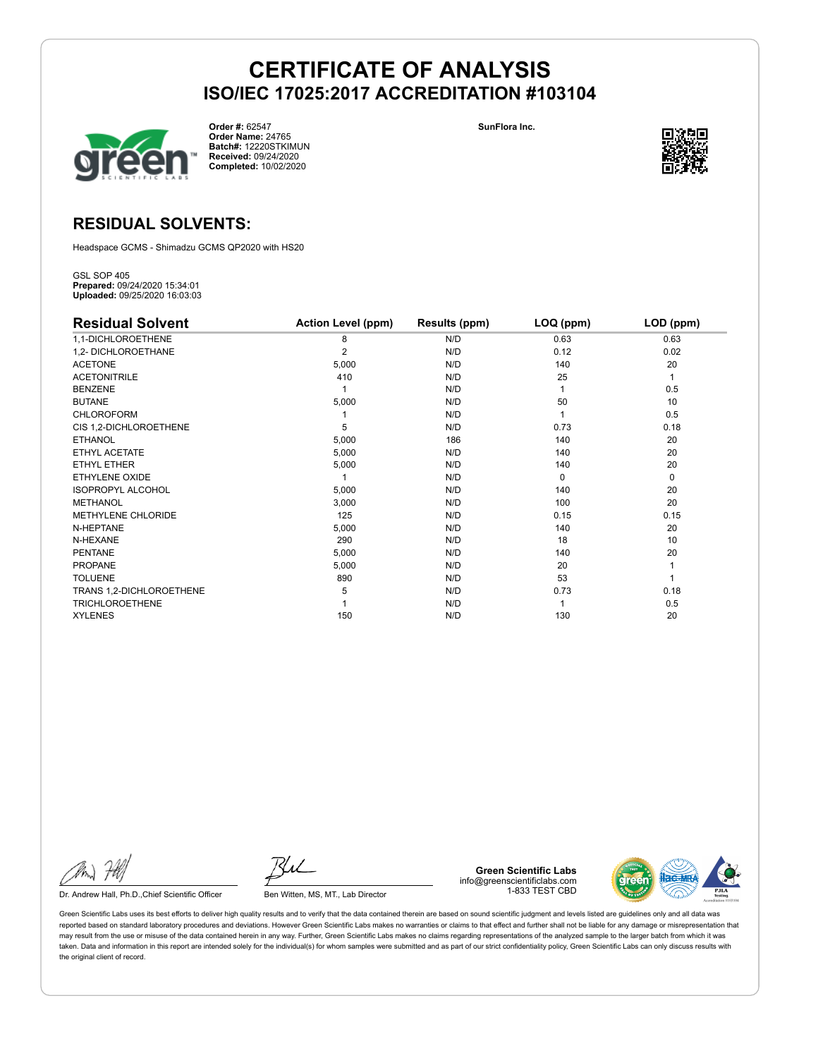# CERTIFICATE OF ANALYSIS

## ISO/IEC 17025:2017 ACCREDITATION #103104

**Order #:** 62547
**Order Name:** 24765
**Batch#:** 12220STKIMUN
**Received:** 09/24/2020
**Completed:** 10/02/2020

**SunFlora Inc.**

## RESIDUAL SOLVENTS:

Headspace GCMS - Shimadzu GCMS QP2020 with HS20

GSL SOP 405
**Prepared:** 09/24/2020 15:34:01
**Uploaded:** 09/25/2020 16:03:03

| Residual Solvent | Action Level (ppm) | Results (ppm) | LOQ (ppm) | LOD (ppm) |
|---|---|---|---|---|
| 1,1-DICHLOROETHENE | 8 | N/D | 0.63 | 0.63 |
| 1,2- DICHLOROETHANE | 2 | N/D | 0.12 | 0.02 |
| ACETONE | 5,000 | N/D | 140 | 20 |
| ACETONITRILE | 410 | N/D | 25 | 1 |
| BENZENE | 1 | N/D | 1 | 0.5 |
| BUTANE | 5,000 | N/D | 50 | 10 |
| CHLOROFORM | 1 | N/D | 1 | 0.5 |
| CIS 1,2-DICHLOROETHENE | 5 | N/D | 0.73 | 0.18 |
| ETHANOL | 5,000 | 186 | 140 | 20 |
| ETHYL ACETATE | 5,000 | N/D | 140 | 20 |
| ETHYL ETHER | 5,000 | N/D | 140 | 20 |
| ETHYLENE OXIDE | 1 | N/D | 0 | 0 |
| ISOPROPYL ALCOHOL | 5,000 | N/D | 140 | 20 |
| METHANOL | 3,000 | N/D | 100 | 20 |
| METHYLENE CHLORIDE | 125 | N/D | 0.15 | 0.15 |
| N-HEPTANE | 5,000 | N/D | 140 | 20 |
| N-HEXANE | 290 | N/D | 18 | 10 |
| PENTANE | 5,000 | N/D | 140 | 20 |
| PROPANE | 5,000 | N/D | 20 | 1 |
| TOLUENE | 890 | N/D | 53 | 1 |
| TRANS 1,2-DICHLOROETHENE | 5 | N/D | 0.73 | 0.18 |
| TRICHLOROETHENE | 1 | N/D | 1 | 0.5 |
| XYLENES | 150 | N/D | 130 | 20 |

Dr. Andrew Hall, Ph.D.,Chief Scientific Officer

Ben Witten, MS, MT., Lab Director

**Green Scientific Labs**
info@greenscientificlabs.com
1-833 TEST CBD

Green Scientific Labs uses its best efforts to deliver high quality results and to verify that the data contained therein are based on sound scientific judgment and levels listed are guidelines only and all data was reported based on standard laboratory procedures and deviations. However Green Scientific Labs makes no warranties or claims to that effect and further shall not be liable for any damage or misrepresentation that may result from the use or misuse of the data contained herein in any way. Further, Green Scientific Labs makes no claims regarding representations of the analyzed sample to the larger batch from which it was taken. Data and information in this report are intended solely for the individual(s) for whom samples were submitted and as part of our strict confidentiality policy, Green Scientific Labs can only discuss results with the original client of record.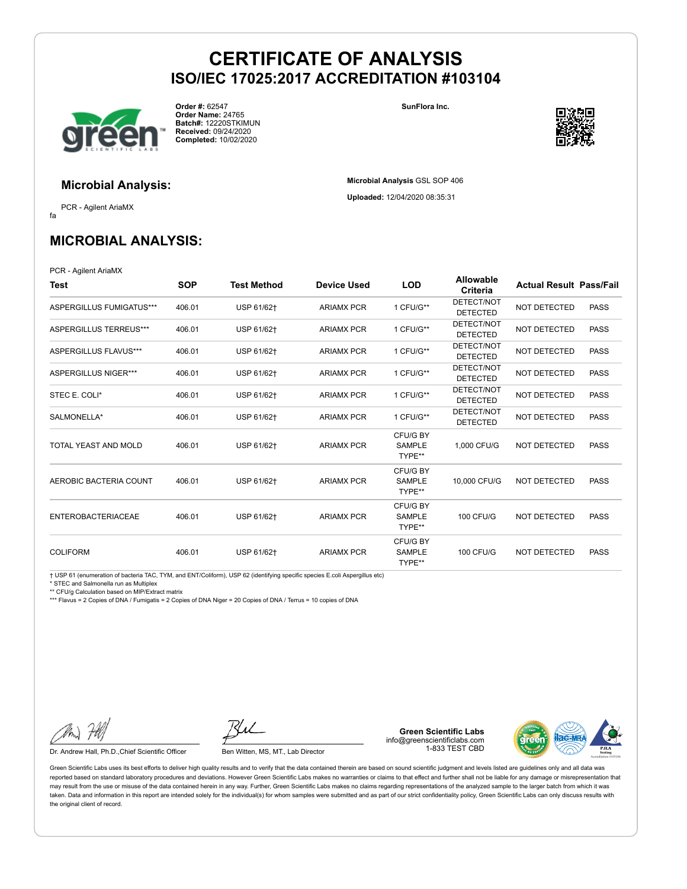# CERTIFICATE OF ANALYSIS
## ISO/IEC 17025:2017 ACCREDITATION #103104

**Order #:** 62547
**Order Name:** 24765
**Batch#:** 12220STKIMUN
**Received:** 09/24/2020
**Completed:** 10/02/2020

**SunFlora Inc.**

### Microbial Analysis:

PCR - Agilent AriaMX
fa

**Microbial Analysis** GSL SOP 406

**Uploaded:** 12/04/2020 08:35:31

## MICROBIAL ANALYSIS:

PCR - Agilent AriaMX

| Test | SOP | Test Method | Device Used | LOD | Allowable Criteria | Actual Result | Pass/Fail |
|---|---|---|---|---|---|---|---|
| ASPERGILLUS FUMIGATUS*** | 406.01 | USP 61/62† | ARIAMX PCR | 1 CFU/G** | DETECT/NOT DETECTED | NOT DETECTED | PASS |
| ASPERGILLUS TERREUS*** | 406.01 | USP 61/62† | ARIAMX PCR | 1 CFU/G** | DETECT/NOT DETECTED | NOT DETECTED | PASS |
| ASPERGILLUS FLAVUS*** | 406.01 | USP 61/62† | ARIAMX PCR | 1 CFU/G** | DETECT/NOT DETECTED | NOT DETECTED | PASS |
| ASPERGILLUS NIGER*** | 406.01 | USP 61/62† | ARIAMX PCR | 1 CFU/G** | DETECT/NOT DETECTED | NOT DETECTED | PASS |
| STEC E. COLI* | 406.01 | USP 61/62† | ARIAMX PCR | 1 CFU/G** | DETECT/NOT DETECTED | NOT DETECTED | PASS |
| SALMONELLA* | 406.01 | USP 61/62† | ARIAMX PCR | 1 CFU/G** | DETECT/NOT DETECTED | NOT DETECTED | PASS |
| TOTAL YEAST AND MOLD | 406.01 | USP 61/62† | ARIAMX PCR | CFU/G BY SAMPLE TYPE** | 1,000 CFU/G | NOT DETECTED | PASS |
| AEROBIC BACTERIA COUNT | 406.01 | USP 61/62† | ARIAMX PCR | CFU/G BY SAMPLE TYPE** | 10,000 CFU/G | NOT DETECTED | PASS |
| ENTEROBACTERIACEAE | 406.01 | USP 61/62† | ARIAMX PCR | CFU/G BY SAMPLE TYPE** | 100 CFU/G | NOT DETECTED | PASS |
| COLIFORM | 406.01 | USP 61/62† | ARIAMX PCR | CFU/G BY SAMPLE TYPE** | 100 CFU/G | NOT DETECTED | PASS |

† USP 61 (enumeration of bacteria TAC, TYM, and ENT/Coliform), USP 62 (identifying specific species E.coli Aspergillus etc)
* STEC and Salmonella run as Multiplex
** CFU/g Calculation based on MIP/Extract matrix
*** Flavus = 2 Copies of DNA / Fumigatis = 2 Copies of DNA Niger = 20 Copies of DNA / Terrus = 10 copies of DNA

Dr. Andrew Hall, Ph.D.,Chief Scientific Officer

Ben Witten, MS, MT., Lab Director

**Green Scientific Labs**
info@greenscientificlabs.com
1-833 TEST CBD

Green Scientific Labs uses its best efforts to deliver high quality results and to verify that the data contained therein are based on sound scientific judgment and levels listed are guidelines only and all data was reported based on standard laboratory procedures and deviations. However Green Scientific Labs makes no warranties or claims to that effect and further shall not be liable for any damage or misrepresentation that may result from the use or misuse of the data contained herein in any way. Further, Green Scientific Labs makes no claims regarding representations of the analyzed sample to the larger batch from which it was taken. Data and information in this report are intended solely for the individual(s) for whom samples were submitted and as part of our strict confidentiality policy, Green Scientific Labs can only discuss results with the original client of record.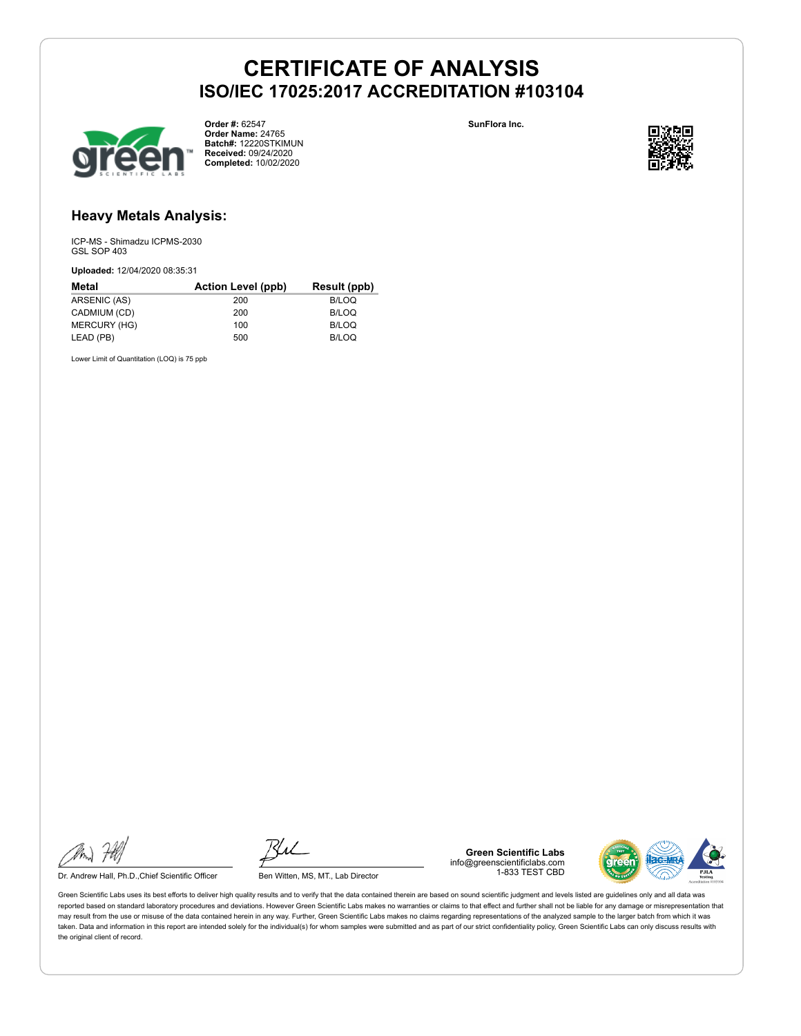# CERTIFICATE OF ANALYSIS

## ISO/IEC 17025:2017 ACCREDITATION #103104

**Order #:** 62547
**Order Name:** 24765
**Batch#:** 12220STKIMUN
**Received:** 09/24/2020
**Completed:** 10/02/2020

**SunFlora Inc.**

### Heavy Metals Analysis:

ICP-MS - Shimadzu ICPMS-2030
GSL SOP 403

**Uploaded:** 12/04/2020 08:35:31

| Metal | Action Level (ppb) | Result (ppb) |
|---|---|---|
| ARSENIC (AS) | 200 | B/LOQ |
| CADMIUM (CD) | 200 | B/LOQ |
| MERCURY (HG) | 100 | B/LOQ |
| LEAD (PB) | 500 | B/LOQ |

Lower Limit of Quantitation (LOQ) is 75 ppb

Dr. Andrew Hall, Ph.D.,Chief Scientific Officer

Ben Witten, MS, MT., Lab Director

**Green Scientific Labs**
info@greenscientificlabs.com
1-833 TEST CBD

Green Scientific Labs uses its best efforts to deliver high quality results and to verify that the data contained therein are based on sound scientific judgment and levels listed are guidelines only and all data was reported based on standard laboratory procedures and deviations. However Green Scientific Labs makes no warranties or claims to that effect and further shall not be liable for any damage or misrepresentation that may result from the use or misuse of the data contained herein in any way. Further, Green Scientific Labs makes no claims regarding representations of the analyzed sample to the larger batch from which it was taken. Data and information in this report are intended solely for the individual(s) for whom samples were submitted and as part of our strict confidentiality policy, Green Scientific Labs can only discuss results with the original client of record.